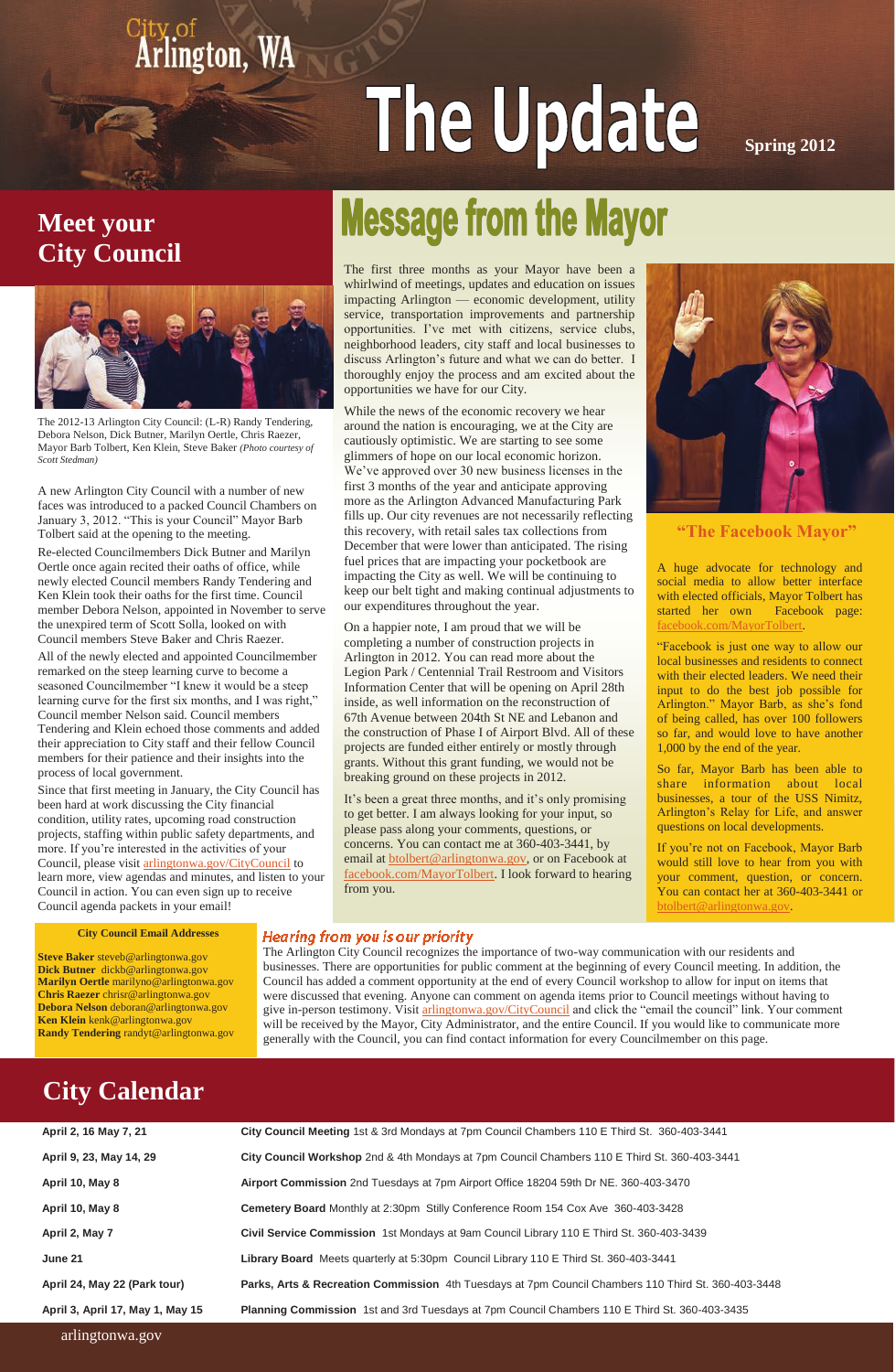City of Arlington, WA

# The Update

**Spring 2012**

## Meet your City Council

The 2012-13 Arlington City Council: (L-R) Randy Tendering, Debora Nelson, Dick Butner, Marilyn Oertle, Chris Raezer, Mayor Barb Tolbert, Ken Klein, Steve Baker *(Photo courtesy of Scott Stedman)*

A new Arlington City Council with a number of new faces was introduced to a packed Council Chambers on January 3, 2012. "This is your Council" Mayor Barb Tolbert said at the opening to the meeting.

Re-elected Councilmembers Dick Butner and Marilyn Oertle once again recited their oaths of office, while newly elected Council members Randy Tendering and Ken Klein took their oaths for the first time. Council member Debora Nelson, appointed in November to serve the unexpired term of Scott Solla, looked on with Council members Steve Baker and Chris Raezer.

All of the newly elected and appointed Councilmember remarked on the steep learning curve to become a seasoned Councilmember "I knew it would be a steep learning curve for the first six months, and I was right," Council member Nelson said. Council members Tendering and Klein echoed those comments and added their appreciation to City staff and their fellow Council members for their patience and their insights into the process of local government.

Since that first meeting in January, the City Council has been hard at work discussing the City financial condition, utility rates, upcoming road construction projects, staffing within public safety departments, and more. If you're interested in the activities of your Council, please visit arlingtonwa.gov/CityCouncil to learn more, view agendas and minutes, and listen to your Council in action. You can even sign up to receive Council agenda packets in your email!

**City Council Email Addresses**

**Steve Baker** steveb@arlingtonwa.gov
**Dick Butner** dickb@arlingtonwa.gov
**Marilyn Oertle** marilyno@arlingtonwa.gov
**Chris Raezer** chrisr@arlingtonwa.gov
**Debora Nelson** deboran@arlingtonwa.gov
**Ken Klein** kenk@arlingtonwa.gov
**Randy Tendering** randyt@arlingtonwa.gov

## Message from the Mayor

The first three months as your Mayor have been a whirlwind of meetings, updates and education on issues impacting Arlington — economic development, utility service, transportation improvements and partnership opportunities. I've met with citizens, service clubs, neighborhood leaders, city staff and local businesses to discuss Arlington's future and what we can do better. I thoroughly enjoy the process and am excited about the opportunities we have for our City.

While the news of the economic recovery we hear around the nation is encouraging, we at the City are cautiously optimistic. We are starting to see some glimmers of hope on our local economic horizon. We've approved over 30 new business licenses in the first 3 months of the year and anticipate approving more as the Arlington Advanced Manufacturing Park fills up. Our city revenues are not necessarily reflecting this recovery, with retail sales tax collections from December that were lower than anticipated. The rising fuel prices that are impacting your pocketbook are impacting the City as well. We will be continuing to keep our belt tight and making continual adjustments to our expenditures throughout the year.

On a happier note, I am proud that we will be completing a number of construction projects in Arlington in 2012. You can read more about the Legion Park / Centennial Trail Restroom and Visitors Information Center that will be opening on April 28th inside, as well information on the reconstruction of 67th Avenue between 204th St NE and Lebanon and the construction of Phase I of Airport Blvd. All of these projects are funded either entirely or mostly through grants. Without this grant funding, we would not be breaking ground on these projects in 2012.

It's been a great three months, and it's only promising to get better. I am always looking for your input, so please pass along your comments, questions, or concerns. You can contact me at 360-403-3441, by email at btolbert@arlingtonwa.gov, or on Facebook at facebook.com/MayorTolbert. I look forward to hearing from you.

### "The Facebook Mayor"

A huge advocate for technology and social media to allow better interface with elected officials, Mayor Tolbert has started her own Facebook page: facebook.com/MayorTolbert.

"Facebook is just one way to allow our local businesses and residents to connect with their elected leaders. We need their input to do the best job possible for Arlington." Mayor Barb, as she's fond of being called, has over 100 followers so far, and would love to have another 1,000 by the end of the year.

So far, Mayor Barb has been able to share information about local businesses, a tour of the USS Nimitz, Arlington's Relay for Life, and answer questions on local developments.

If you're not on Facebook, Mayor Barb would still love to hear from you with your comment, question, or concern. You can contact her at 360-403-3441 or btolbert@arlingtonwa.gov.

### Hearing from you is our priority

The Arlington City Council recognizes the importance of two-way communication with our residents and businesses. There are opportunities for public comment at the beginning of every Council meeting. In addition, the Council has added a comment opportunity at the end of every Council workshop to allow for input on items that were discussed that evening. Anyone can comment on agenda items prior to Council meetings without having to give in-person testimony. Visit arlingtonwa.gov/CityCouncil and click the "email the council" link. Your comment will be received by the Mayor, City Administrator, and the entire Council. If you would like to communicate more generally with the Council, you can find contact information for every Councilmember on this page.

## City Calendar

| Dates | Event |
|---|---|
| April 2, 16 May 7, 21 | **City Council Meeting** 1st & 3rd Mondays at 7pm Council Chambers 110 E Third St. 360-403-3441 |
| April 9, 23, May 14, 29 | **City Council Workshop** 2nd & 4th Mondays at 7pm Council Chambers 110 E Third St. 360-403-3441 |
| April 10, May 8 | **Airport Commission** 2nd Tuesdays at 7pm Airport Office 18204 59th Dr NE. 360-403-3470 |
| April 10, May 8 | **Cemetery Board** Monthly at 2:30pm Stilly Conference Room 154 Cox Ave 360-403-3428 |
| April 2, May 7 | **Civil Service Commission** 1st Mondays at 9am Council Library 110 E Third St. 360-403-3439 |
| June 21 | **Library Board** Meets quarterly at 5:30pm Council Library 110 E Third St. 360-403-3441 |
| April 24, May 22 (Park tour) | **Parks, Arts & Recreation Commission** 4th Tuesdays at 7pm Council Chambers 110 Third St. 360-403-3448 |
| April 3, April 17, May 1, May 15 | **Planning Commission** 1st and 3rd Tuesdays at 7pm Council Chambers 110 E Third St. 360-403-3435 |

arlingtonwa.gov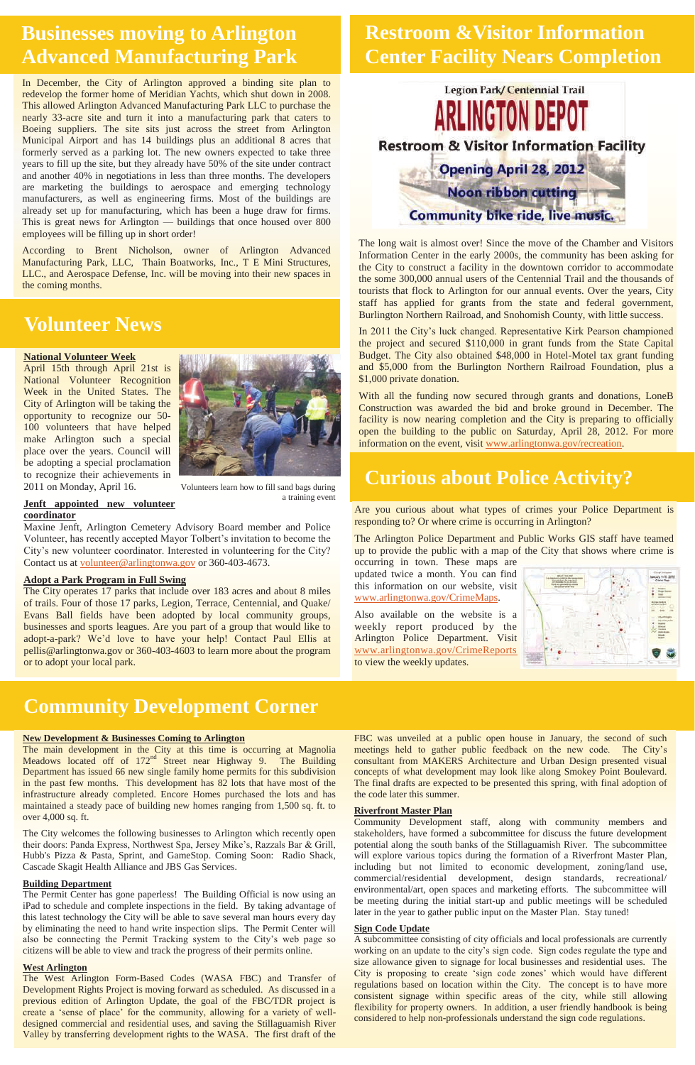# Businesses moving to Arlington Advanced Manufacturing Park

In December, the City of Arlington approved a binding site plan to redevelop the former home of Meridian Yachts, which shut down in 2008. This allowed Arlington Advanced Manufacturing Park LLC to purchase the nearly 33-acre site and turn it into a manufacturing park that caters to Boeing suppliers. The site sits just across the street from Arlington Municipal Airport and has 14 buildings plus an additional 8 acres that formerly served as a parking lot. The new owners expected to take three years to fill up the site, but they already have 50% of the site under contract and another 40% in negotiations in less than three months. The developers are marketing the buildings to aerospace and emerging technology manufacturers, as well as engineering firms. Most of the buildings are already set up for manufacturing, which has been a huge draw for firms. This is great news for Arlington — buildings that once housed over 800 employees will be filling up in short order!

According to Brent Nicholson, owner of Arlington Advanced Manufacturing Park, LLC, Thain Beadworks, Inc., T E Mini Structures, LLC., and Aerospace Defense, Inc. will be moving into their new spaces in the coming months.

# Volunteer News

**National Volunteer Week**

April 15th through April 21st is National Volunteer Recognition Week in the United States. The City of Arlington will be taking the opportunity to recognize our 50-100 volunteers that have helped make Arlington such a special place over the years. Council will be adopting a special proclamation to recognize their achievements in 2011 on Monday, April 16.

Volunteers learn how to fill sand bags during a training event

**Jenft appointed new volunteer coordinator**

Maxine Jenft, Arlington Cemetery Advisory Board member and Police Volunteer, has recently accepted Mayor Tolbert's invitation to become the City's new volunteer coordinator. Interested in volunteering for the City? Contact us at volunteer@arlingtonwa.gov or 360-403-4673.

**Adopt a Park Program in Full Swing**

The City operates 17 parks that include over 183 acres and about 8 miles of trails. Four of those 17 parks, Legion, Terrace, Centennial, and Quake/Evans Ball fields have been adopted by local community groups, businesses and sports leagues. Are you part of a group that would like to adopt-a-park? We'd love to have your help! Contact Paul Ellis at pellis@arlingtonwa.gov or 360-403-4603 to learn more about the program or to adopt your local park.

# Restroom & Visitor Information Center Facility Nears Completion

Legion Park/Centennial Trail

ARLINGTON DEPOT

Restroom & Visitor Information Facility

Opening April 28, 2012

Noon ribbon cutting

Community bike ride, live music.

The long wait is almost over! Since the move of the Chamber and Visitors Information Center in the early 2000s, the community has been asking for the City to construct a facility in the downtown corridor to accommodate the some 300,000 annual users of the Centennial Trail and the thousands of tourists that flock to Arlington for our annual events. Over the years, City staff has applied for grants from the state and federal government, Burlington Northern Railroad, and Snohomish County, with little success.

In 2011 the City's luck changed. Representative Kirk Pearson championed the project and secured $110,000 in grant funds from the State Capital Budget. The City also obtained $48,000 in Hotel-Motel tax grant funding and $5,000 from the Burlington Northern Railroad Foundation, plus a $1,000 private donation.

With all the funding now secured through grants and donations, LoneB Construction was awarded the bid and broke ground in December. The facility is now nearing completion and the City is preparing to officially open the building to the public on Saturday, April 28, 2012. For more information on the event, visit www.arlingtonwa.gov/recreation.

# Curious about Police Activity?

Are you curious about what types of crimes your Police Department is responding to? Or where crime is occurring in Arlington?

The Arlington Police Department and Public Works GIS staff have teamed up to provide the public with a map of the City that shows where crime is occurring in town. These maps are updated twice a month. You can find this information on our website, visit www.arlingtonwa.gov/CrimeMaps.

Also available on the website is a weekly report produced by the Arlington Police Department. Visit www.arlingtonwa.gov/CrimeReports to view the weekly updates.

# Community Development Corner

**New Development & Businesses Coming to Arlington**

The main development in the City at this time is occurring at Magnolia Meadows located off of 172nd Street near Highway 9. The Building Department has issued 66 new single family home permits for this subdivision in the past few months. This development has 82 lots that have most of the infrastructure already completed. Encore Homes purchased the lots and has maintained a steady pace of building new homes ranging from 1,500 sq. ft. to over 4,000 sq. ft.

The City welcomes the following businesses to Arlington which recently open their doors: Panda Express, Northwest Spa, Jersey Mike's, Razzals Bar & Grill, Hubb's Pizza & Pasta, Sprint, and GameStop. Coming Soon: Radio Shack, Cascade Skagit Health Alliance and JBS Gas Services.

**Building Department**

The Permit Center has gone paperless! The Building Official is now using an iPad to schedule and complete inspections in the field. By taking advantage of this latest technology the City will be able to save several man hours every day by eliminating the need to hand write inspection slips. The Permit Center will also be connecting the Permit Tracking system to the City's web page so citizens will be able to view and track the progress of their permits online.

**West Arlington**

The West Arlington Form-Based Codes (WASA FBC) and Transfer of Development Rights Project is moving forward as scheduled. As discussed in a previous edition of Arlington Update, the goal of the FBC/TDR project is create a 'sense of place' for the community, allowing for a variety of well-designed commercial and residential uses, and saving the Stillaguamish River Valley by transferring development rights to the WASA. The first draft of the FBC was unveiled at a public open house in January, the second of such meetings held to gather public feedback on the new code. The City's consultant from MAKERS Architecture and Urban Design presented visual concepts of what development may look like along Smokey Point Boulevard. The final drafts are expected to be presented this spring, with final adoption of the code later this summer.

**Riverfront Master Plan**

Community Development staff, along with community members and stakeholders, have formed a subcommittee for discuss the future development potential along the south banks of the Stillaguamish River. The subcommittee will explore various topics during the formation of a Riverfront Master Plan, including but not limited to economic development, zoning/land use, commercial/residential development, design standards, recreational/environmental/art, open spaces and marketing efforts. The subcommittee will be meeting during the initial start-up and public meetings will be scheduled later in the year to gather public input on the Master Plan. Stay tuned!

**Sign Code Update**

A subcommittee consisting of city officials and local professionals are currently working on an update to the city's sign code. Sign codes regulate the type and size allowance given to signage for local businesses and residential uses. The City is proposing to create 'sign code zones' which would have different regulations based on location within the City. The concept is to have more consistent signage within specific areas of the city, while still allowing flexibility for property owners. In addition, a user friendly handbook is being considered to help non-professionals understand the sign code regulations.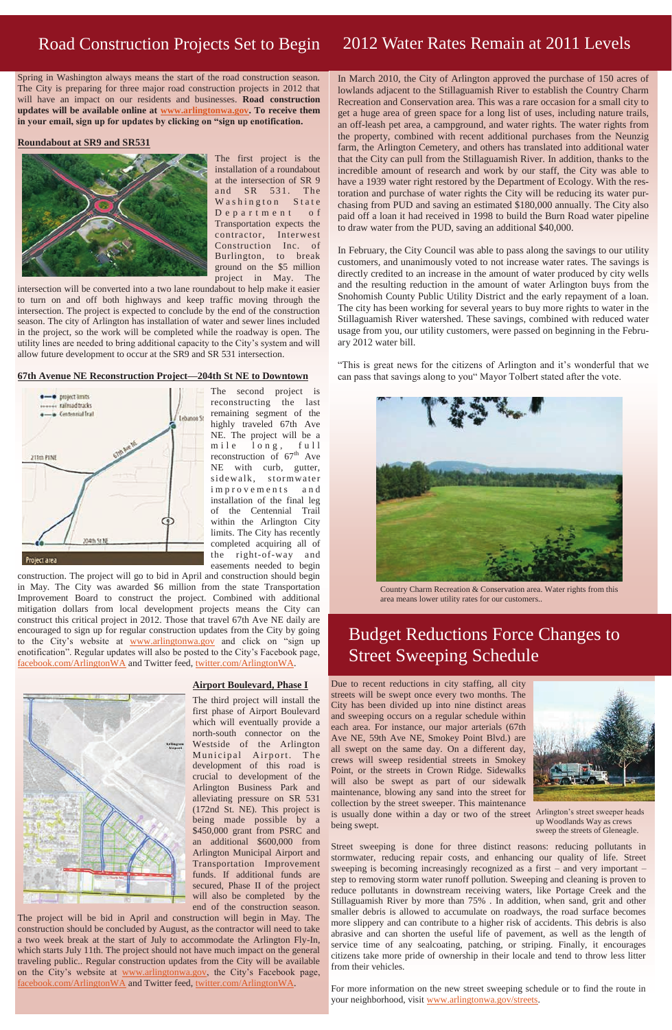# Road Construction Projects Set to Begin

Spring in Washington always means the start of the road construction season. The City is preparing for three major road construction projects in 2012 that will have an impact on our residents and businesses. **Road construction updates will be available online at www.arlingtonwa.gov. To receive them in your email, sign up for updates by clicking on "sign up enotification.**

## Roundabout at SR9 and SR531

The first project is the installation of a roundabout at the intersection of SR 9 and SR 531. The Washington State Department of Transportation expects the contractor, Interwest Construction Inc. of Burlington, to break ground on the $5 million project in May. The intersection will be converted into a two lane roundabout to help make it easier to turn on and off both highways and keep traffic moving through the intersection. The project is expected to conclude by the end of the construction season. The city of Arlington has installation of water and sewer lines included in the project, so the work will be completed while the roadway is open. The utility lines are needed to bring additional capacity to the City's system and will allow future development to occur at the SR9 and SR 531 intersection.

## 67th Avenue NE Reconstruction Project—204th St NE to Downtown

The second project is reconstructing the last remaining segment of the highly traveled 67th Ave NE. The project will be a mile long, full reconstruction of 67th Ave NE with curb, gutter, sidewalk, stormwater improvements and installation of the final leg of the Centennial Trail within the Arlington City limits. The City has recently completed acquiring all of the right-of-way and easements needed to begin construction. The project will go to bid in April and construction should begin in May. The City was awarded $6 million from the state Transportation Improvement Board to construct the project. Combined with additional mitigation dollars from local development projects means the City can construct this critical project in 2012. Those that travel 67th Ave NE daily are encouraged to sign up for regular construction updates from the City by going to the City's website at www.arlingtonwa.gov and click on "sign up enotification". Regular updates will also be posted to the City's Facebook page, facebook.com/ArlingtonWA and Twitter feed, twitter.com/ArlingtonWA.

## Airport Boulevard, Phase I

The third project will install the first phase of Airport Boulevard which will eventually provide a north-south connector on the Westside of the Arlington Municipal Airport. The development of this road is crucial to development of the Arlington Business Park and alleviating pressure on SR 531 (172nd St. NE). This project is being made possible by a $450,000 grant from PSRC and an additional $600,000 from Arlington Municipal Airport and Transportation Improvement funds. If additional funds are secured, Phase II of the project will also be completed by the end of the construction season. The project will be bid in April and construction will begin in May. The construction should be concluded by August, as the contractor will need to take a two week break at the start of July to accommodate the Arlington Fly-In, which starts July 11th. The project should not have much impact on the general traveling public.. Regular construction updates from the City will be available on the City's website at www.arlingtonwa.gov, the City's Facebook page, facebook.com/ArlingtonWA and Twitter feed, twitter.com/ArlingtonWA.

# 2012 Water Rates Remain at 2011 Levels

In March 2010, the City of Arlington approved the purchase of 150 acres of lowlands adjacent to the Stillaguamish River to establish the Country Charm Recreation and Conservation area. This was a rare occasion for a small city to get a huge area of green space for a long list of uses, including nature trails, an off-leash pet area, a campground, and water rights. The water rights from the property, combined with recent additional purchases from the Neunzig farm, the Arlington Cemetery, and others has translated into additional water that the City can pull from the Stillaguamish River. In addition, thanks to the incredible amount of research and work by our staff, the City was able to have a 1939 water right restored by the Department of Ecology. With the restoration and purchase of water rights the City will be reducing its water purchasing from PUD and saving an estimated $180,000 annually. The City also paid off a loan it had received in 1998 to build the Burn Road water pipeline to draw water from the PUD, saving an additional $40,000.

In February, the City Council was able to pass along the savings to our utility customers, and unanimously voted to not increase water rates. The savings is directly credited to an increase in the amount of water produced by city wells and the resulting reduction in the amount of water Arlington buys from the Snohomish County Public Utility District and the early repayment of a loan. The city has been working for several years to buy more rights to water in the Stillaguamish River watershed. These savings, combined with reduced water usage from you, our utility customers, were passed on beginning in the February 2012 water bill.

"This is great news for the citizens of Arlington and it's wonderful that we can pass that savings along to you" Mayor Tolbert stated after the vote.

Country Charm Recreation & Conservation area. Water rights from this area means lower utility rates for our customers..

# Budget Reductions Force Changes to Street Sweeping Schedule

Due to recent reductions in city staffing, all city streets will be swept once every two months. The City has been divided up into nine distinct areas and sweeping occurs on a regular schedule within each area. For instance, our major arterials (67th Ave NE, 59th Ave NE, Smokey Point Blvd.) are all swept on the same day. On a different day, crews will sweep residential streets in Smokey Point, or the streets in Crown Ridge. Sidewalks will also be swept as part of our sidewalk maintenance, blowing any sand into the street for collection by the street sweeper. This maintenance is usually done within a day or two of the street being swept.

Arlington's street sweeper heads up Woodlands Way as crews sweep the streets of Gleneagle.

Street sweeping is done for three distinct reasons: reducing pollutants in stormwater, reducing repair costs, and enhancing our quality of life. Street sweeping is becoming increasingly recognized as a first – and very important – step to removing storm water runoff pollution. Sweeping and cleaning is proven to reduce pollutants in downstream receiving waters, like Portage Creek and the Stillaguamish River by more than 75% . In addition, when sand, grit and other smaller debris is allowed to accumulate on roadways, the road surface becomes more slippery and can contribute to a higher risk of accidents. This debris is also abrasive and can shorten the useful life of pavement, as well as the length of service time of any sealcoating, patching, or striping. Finally, it encourages citizens take more pride of ownership in their locale and tend to throw less litter from their vehicles.

For more information on the new street sweeping schedule or to find the route in your neighborhood, visit www.arlingtonwa.gov/streets.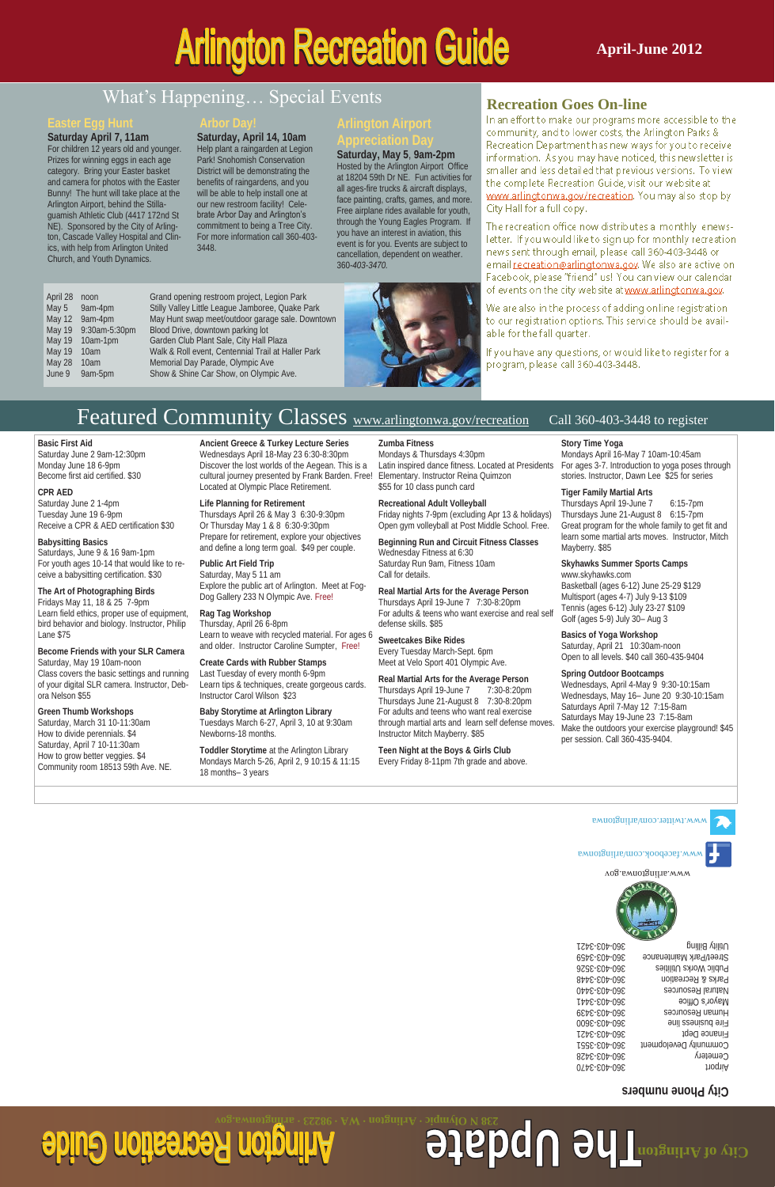# Arlington Recreation Guide

**April-June 2012**

## What's Happening... Special Events

### Easter Egg Hunt

**Saturday April 7, 11am**

For children 12 years old and younger. Prizes for winning eggs in each age category. Bring your Easter basket and camera for photos with the Easter Bunny! The hunt will take place at the Arlington Airport, behind the Stillaguamish Athletic Club (4417 172nd St NE). Sponsored by the City of Arlington, Cascade Valley Hospital and Clinics, with help from Arlington United Church, and Youth Dynamics.

### Arbor Day!

**Saturday, April 14, 10am**

Help plant a raingarden at Legion Park! Snohomish Conservation District will be demonstrating the benefits of raingardens, and you will be able to help install one at our new restroom facility! Celebrate Arbor Day and Arlington's commitment to being a Tree City. For more information call 360-403-3448.

### Arlington Airport Appreciation Day

**Saturday, May 5, 9am-2pm**

Hosted by the Arlington Airport Office at 18204 59th Dr NE. Fun activities for all ages-fire trucks & aircraft displays, face painting, crafts, games, and more. Free airplane rides available for youth, through the Young Eagles Program. If you have an interest in aviation, this event is for you. Events are subject to cancellation, dependent on weather. 360-*403-3470.*

| | | |
|---|---|---|
| April 28 | noon | Grand opening restroom project, Legion Park |
| May 5 | 9am-4pm | Stilly Valley Little League Jamboree, Quake Park |
| May 12 | 9am-4pm | May Hunt swap meet/outdoor garage sale. Downtown |
| May 19 | 9:30am-5:30pm | Blood Drive, downtown parking lot |
| May 19 | 10am-1pm | Garden Club Plant Sale, City Hall Plaza |
| May 19 | 10am | Walk & Roll event, Centennial Trail at Haller Park |
| May 28 | 10am | Memorial Day Parade, Olympic Ave |
| June 9 | 9am-5pm | Show & Shine Car Show, on Olympic Ave. |

## Recreation Goes On-line

In an effort to make our programs more accessible to the community, and to lower costs, the Arlington Parks & Recreation Department has new ways for you to receive information. As you may have noticed, this newsletter is smaller and less detailed that previous versions. To view the complete Recreation Guide, visit our website at www.arlingtonwa.gov/recreation. You may also stop by City Hall for a full copy.

The recreation office now distributes a monthly enewsletter. If you would like to sign up for monthly recreation news sent through email, please call 360-403-3448 or email recreation@arlingtonwa.gov. We also are active on Facebook, please "friend" us! You can view our calendar of events on the city website at www.arlingtonwa.gov.

We are also in the process of adding online registration to our registration options. This service should be available for the fall quarter.

If you have any questions, or would like to register for a program, please call 360-403-3448.

## Featured Community Classes www.arlingtonwa.gov/recreation Call 360-403-3448 to register

**Basic First Aid**
Saturday June 2 9am-12:30pm
Monday June 18 6-9pm
Become first aid certified. $30

**CPR AED**
Saturday June 2 1-4pm
Tuesday June 19 6-9pm
Receive a CPR & AED certification $30

**Babysitting Basics**
Saturdays, June 9 & 16 9am-1pm
For youth ages 10-14 that would like to receive a babysitting certification. $30

**The Art of Photographing Birds**
Fridays May 11, 18 & 25 7-9pm
Learn field ethics, proper use of equipment, bird behavior and biology. Instructor, Philip Lane $75

**Become Friends with your SLR Camera**
Saturday, May 19 10am-noon
Class covers the basic settings and running of your digital SLR camera. Instructor, Debora Nelson $55

**Green Thumb Workshops**
Saturday, March 31 10-11:30am
How to divide perennials. $4
Saturday, April 7 10-11:30am
How to grow better veggies. $4
Community room 18513 59th Ave. NE.

**Ancient Greece & Turkey Lecture Series**
Wednesdays April 18-May 23 6:30-8:30pm
Discover the lost worlds of the Aegean. This is a cultural journey presented by Frank Barden. Free! Located at Olympic Place Retirement.

**Life Planning for Retirement**
Thursdays April 26 & May 3 6:30-9:30pm
Or Thursday May 1 & 8 6:30-9:30pm
Prepare for retirement, explore your objectives and define a long term goal. $49 per couple.

**Public Art Field Trip**
Saturday, May 5 11 am
Explore the public art of Arlington. Meet at Fog-Dog Gallery 233 N Olympic Ave. Free!

**Rag Tag Workshop**
Thursday, April 26 6-8pm
Learn to weave with recycled material. For ages 6 and older. Instructor Caroline Sumpter, Free!

**Create Cards with Rubber Stamps**
Last Tuesday of every month 6-9pm
Learn tips & techniques, create gorgeous cards. Instructor Carol Wilson $23

**Baby Storytime at Arlington Library**
Tuesdays March 6-27, April 3, 10 at 9:30am
Newborns-18 months.

**Toddler Storytime** at the Arlington Library
Mondays March 5-26, April 2, 9 10:15 & 11:15
18 months– 3 years

**Zumba Fitness**
Mondays & Thursdays 4:30pm
Latin inspired dance fitness. Located at Presidents Elementary. Instructor Reina Quimzon
$55 for 10 class punch card

**Recreational Adult Volleyball**
Friday nights 7-9pm (excluding Apr 13 & holidays)
Open gym volleyball at Post Middle School. Free.

**Beginning Run and Circuit Fitness Classes**
Wednesday Fitness at 6:30
Saturday Run 9am, Fitness 10am
Call for details.

**Real Martial Arts for the Average Person**
Thursdays April 19-June 7 7:30-8:20pm
For adults & teens who want exercise and real self defense skills. $85

**Sweetcakes Bike Rides**
Every Tuesday March-Sept. 6pm
Meet at Velo Sport 401 Olympic Ave.

**Real Martial Arts for the Average Person**
Thursdays April 19-June 7 7:30-8:20pm
Thursdays June 21-August 8 7:30-8:20pm
For adults and teens who want real exercise through martial arts and learn self defense moves. Instructor Mitch Mayberry. $85

**Teen Night at the Boys & Girls Club**
Every Friday 8-11pm 7th grade and above.

**Story Time Yoga**
Mondays April 16-May 7 10am-10:45am
For ages 3-7. Introduction to yoga poses through stories. Instructor, Dawn Lee $25 for series

**Tiger Family Martial Arts**
Thursdays April 19-June 7 6:15-7pm
Thursdays June 21-August 8 6:15-7pm
Great program for the whole family to get fit and learn some martial arts moves. Instructor, Mitch Mayberry. $85

**Skyhawks Summer Sports Camps**
www.skyhawks.com
Basketball (ages 6-12) June 25-29 $129
Multisport (ages 4-7) July 9-13 $109
Tennis (ages 6-12) July 23-27 $109
Golf (ages 5-9) July 30– Aug 3

**Basics of Yoga Workshop**
Saturday, April 21 10:30am-noon
Open to all levels. $40 call 360-435-9404

**Spring Outdoor Bootcamps**
Wednesdays, April 4-May 9 9:30-10:15am
Wednesdays, May 16– June 20 9:30-10:15am
Saturdays April 7-May 12 7:15-8am
Saturdays May 19-June 23 7:15-8am
Make the outdoors your exercise playground! $45 per session. Call 360-435-9404.

www.twitter.com/arlingtonwa

www.facebook.com/arlingtonwa

www.arlingtonwa.gov

### City Phone numbers

| | |
|---|---|
| Airport | 360-403-3470 |
| Cemetery | 360-403-3428 |
| Community Development | 360-403-3551 |
| Finance Dept | 360-403-3421 |
| Fire business line | 360-403-3600 |
| Human Resources | 360-403-3439 |
| Mayor's Office | 360-403-3441 |
| Natural Resources | 360-403-3440 |
| Parks & Recreation | 360-403-3448 |
| Public Works Utilities | 360-403-3526 |
| Street/Park Maintenance | 360-403-3459 |
| Utility Billing | 360-403-3421 |

City of Arlington **The Update**

238 N Olympic · Arlington · WA · 98223 · arlingtonwa.gov

Arlington Recreation Guide